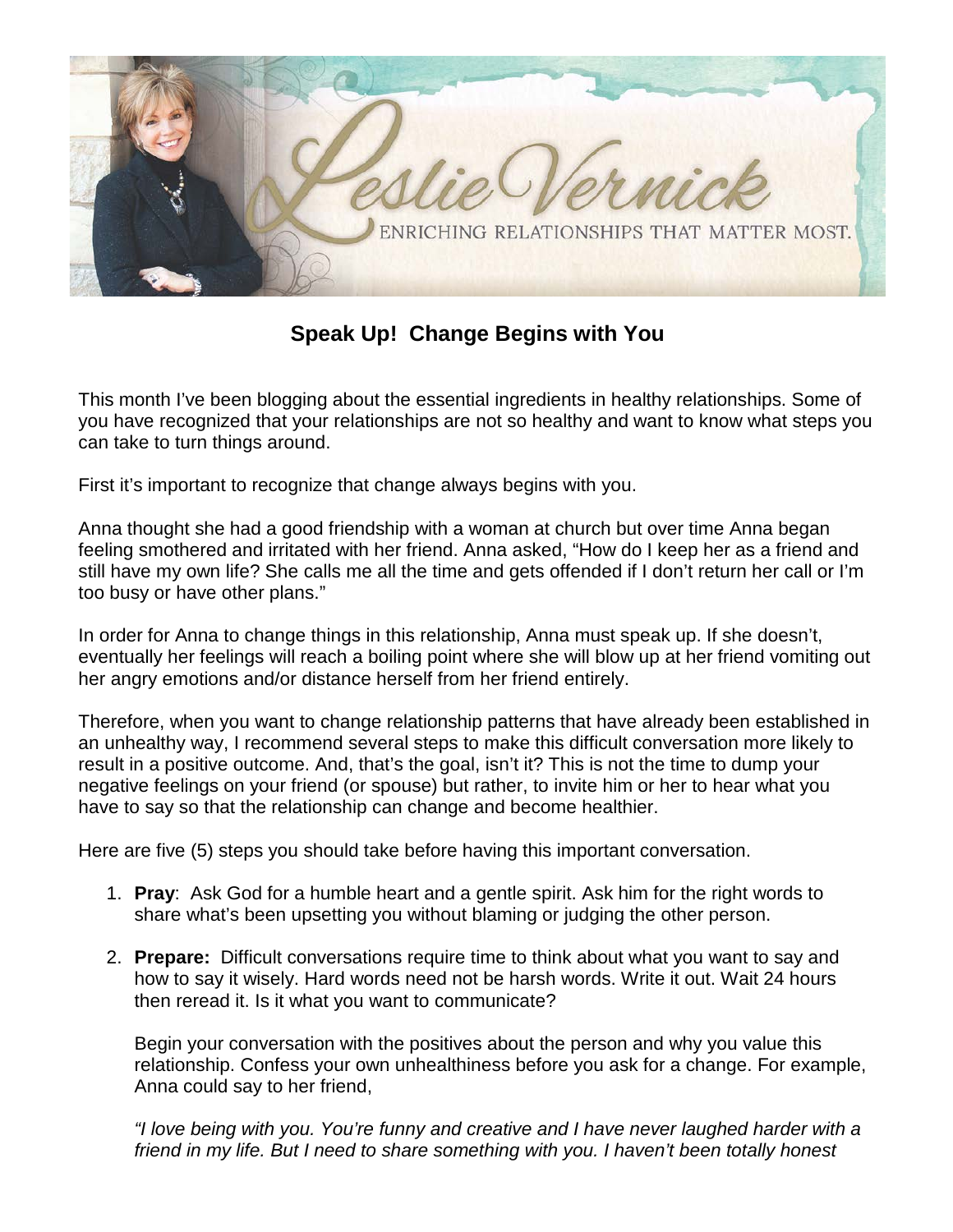# Speak Up! Change Begins with You

This month I've been blogging about the essential ingredients in healthy relationships. Some of you have recognized that your relationships are not so healthy and want to know what steps you can take to turn things around.

First it's important to recognize that change always begins with you.

Anna thought she had a good friendship with a woman at church but over time Anna began feeling smothered and irritated with her friend. Anna asked, "How do I keep her as a friend and still have my own life? She calls me all the time and gets offended if I don't return her call or I'm too busy or have other plans."

In order for Anna to change things in this relationship, Anna must speak up. If she doesn't, eventually her feelings will reach a boiling point where she will blow up at her friend vomiting out her angry emotions and/or distance herself from her friend entirely.

Therefore, when you want to change relationship patterns that have already been established in an unhealthy way, I recommend several steps to make this difficult conversation more likely to result in a positive outcome. And, that's the goal, isn't it? This is not the time to dump your negative feelings on your friend (or spouse) but rather, to invite him or her to hear what you have to say so that the relationship can change and become healthier.

Here are five (5) steps you should take before having this important conversation.

1. **Pray**: Ask God for a humble heart and a gentle spirit. Ask him for the right words to share what's been upsetting you without blaming or judging the other person.

2. **Prepare:** Difficult conversations require time to think about what you want to say and how to say it wisely. Hard words need not be harsh words. Write it out. Wait 24 hours then reread it. Is it what you want to communicate?

   Begin your conversation with the positives about the person and why you value this relationship. Confess your own unhealthiness before you ask for a change. For example, Anna could say to her friend,

   *"I love being with you. You're funny and creative and I have never laughed harder with a friend in my life. But I need to share something with you. I haven't been totally honest*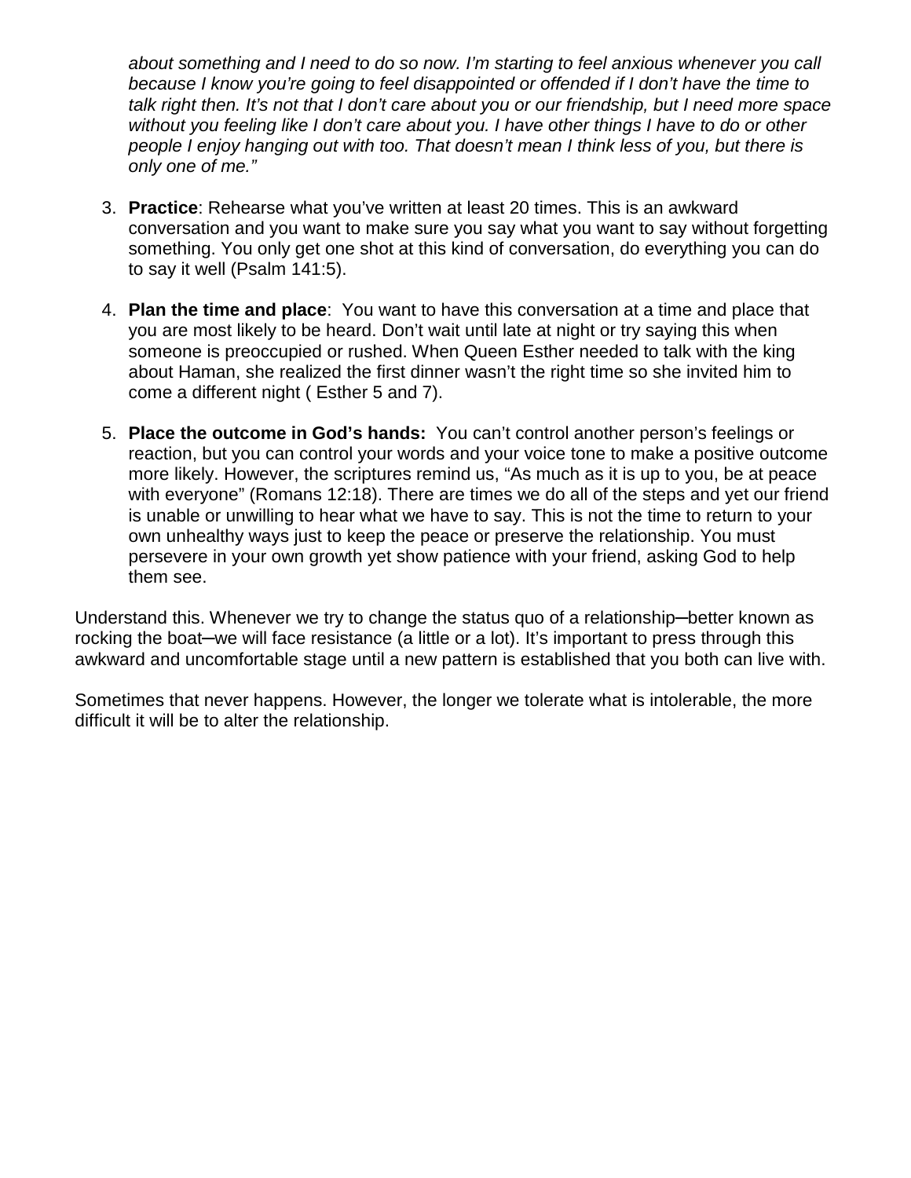*about something and I need to do so now. I'm starting to feel anxious whenever you call because I know you're going to feel disappointed or offended if I don't have the time to talk right then. It's not that I don't care about you or our friendship, but I need more space without you feeling like I don't care about you. I have other things I have to do or other people I enjoy hanging out with too. That doesn't mean I think less of you, but there is only one of me."*

3. **Practice**: Rehearse what you've written at least 20 times. This is an awkward conversation and you want to make sure you say what you want to say without forgetting something. You only get one shot at this kind of conversation, do everything you can do to say it well (Psalm 141:5).

4. **Plan the time and place**: You want to have this conversation at a time and place that you are most likely to be heard. Don't wait until late at night or try saying this when someone is preoccupied or rushed. When Queen Esther needed to talk with the king about Haman, she realized the first dinner wasn't the right time so she invited him to come a different night ( Esther 5 and 7).

5. **Place the outcome in God's hands:** You can't control another person's feelings or reaction, but you can control your words and your voice tone to make a positive outcome more likely. However, the scriptures remind us, "As much as it is up to you, be at peace with everyone" (Romans 12:18). There are times we do all of the steps and yet our friend is unable or unwilling to hear what we have to say. This is not the time to return to your own unhealthy ways just to keep the peace or preserve the relationship. You must persevere in your own growth yet show patience with your friend, asking God to help them see.

Understand this. Whenever we try to change the status quo of a relationship─better known as rocking the boat─we will face resistance (a little or a lot). It's important to press through this awkward and uncomfortable stage until a new pattern is established that you both can live with.

Sometimes that never happens. However, the longer we tolerate what is intolerable, the more difficult it will be to alter the relationship.